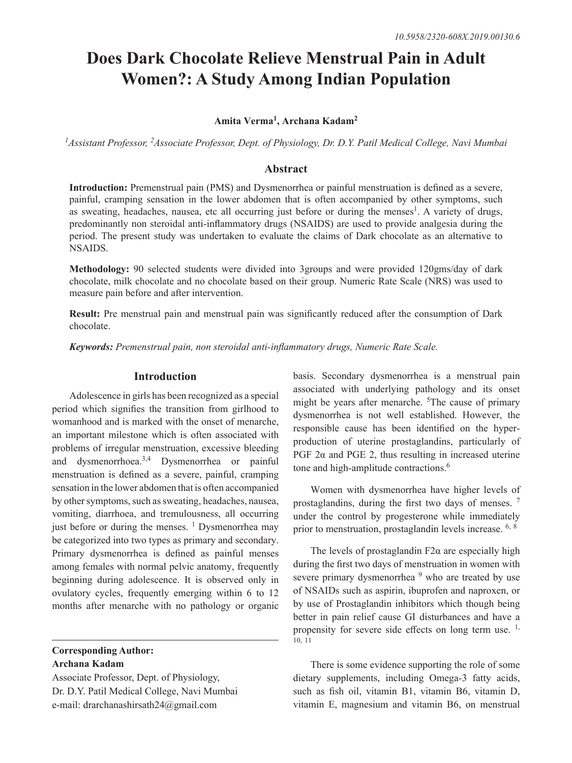10.5958/2320-608X.2019.00130.6

# Does Dark Chocolate Relieve Menstrual Pain in Adult Women?: A Study Among Indian Population

**Amita Verma[1], Archana Kadam[2]**

*[1]Assistant Professor, [2]Associate Professor, Dept. of Physiology, Dr. D.Y. Patil Medical College, Navi Mumbai*

## Abstract

**Introduction:** Premenstrual pain (PMS) and Dysmenorrhea or painful menstruation is defined as a severe, painful, cramping sensation in the lower abdomen that is often accompanied by other symptoms, such as sweating, headaches, nausea, etc all occurring just before or during the menses[1]. A variety of drugs, predominantly non steroidal anti-inflammatory drugs (NSAIDS) are used to provide analgesia during the period. The present study was undertaken to evaluate the claims of Dark chocolate as an alternative to NSAIDS.

**Methodology:** 90 selected students were divided into 3groups and were provided 120gms/day of dark chocolate, milk chocolate and no chocolate based on their group. Numeric Rate Scale (NRS) was used to measure pain before and after intervention.

**Result:** Pre menstrual pain and menstrual pain was significantly reduced after the consumption of Dark chocolate.

***Keywords:*** *Premenstrual pain, non steroidal anti-inflammatory drugs, Numeric Rate Scale.*

## Introduction

Adolescence in girls has been recognized as a special period which signifies the transition from girlhood to womanhood and is marked with the onset of menarche, an important milestone which is often associated with problems of irregular menstruation, excessive bleeding and dysmenorrhoea.[3,4] Dysmenorrhea or painful menstruation is defined as a severe, painful, cramping sensation in the lower abdomen that is often accompanied by other symptoms, such as sweating, headaches, nausea, vomiting, diarrhoea, and tremulousness, all occurring just before or during the menses. [1] Dysmenorrhea may be categorized into two types as primary and secondary. Primary dysmenorrhea is defined as painful menses among females with normal pelvic anatomy, frequently beginning during adolescence. It is observed only in ovulatory cycles, frequently emerging within 6 to 12 months after menarche with no pathology or organic basis. Secondary dysmenorrhea is a menstrual pain associated with underlying pathology and its onset might be years after menarche. [5]The cause of primary dysmenorrhea is not well established. However, the responsible cause has been identified on the hyper-production of uterine prostaglandins, particularly of PGF 2α and PGE 2, thus resulting in increased uterine tone and high-amplitude contractions.[6]

Women with dysmenorrhea have higher levels of prostaglandins, during the first two days of menses. [7] under the control by progesterone while immediately prior to menstruation, prostaglandin levels increase. [6, 8]

The levels of prostaglandin F2α are especially high during the first two days of menstruation in women with severe primary dysmenorrhea [9] who are treated by use of NSAIDs such as aspirin, ibuprofen and naproxen, or by use of Prostaglandin inhibitors which though being better in pain relief cause GI disturbances and have a propensity for severe side effects on long term use. [1, 10, 11]

There is some evidence supporting the role of some dietary supplements, including Omega-3 fatty acids, such as fish oil, vitamin B1, vitamin B6, vitamin D, vitamin E, magnesium and vitamin B6, on menstrual

**Corresponding Author:**
**Archana Kadam**
Associate Professor, Dept. of Physiology,
Dr. D.Y. Patil Medical College, Navi Mumbai
e-mail: drarchanashirsath24@gmail.com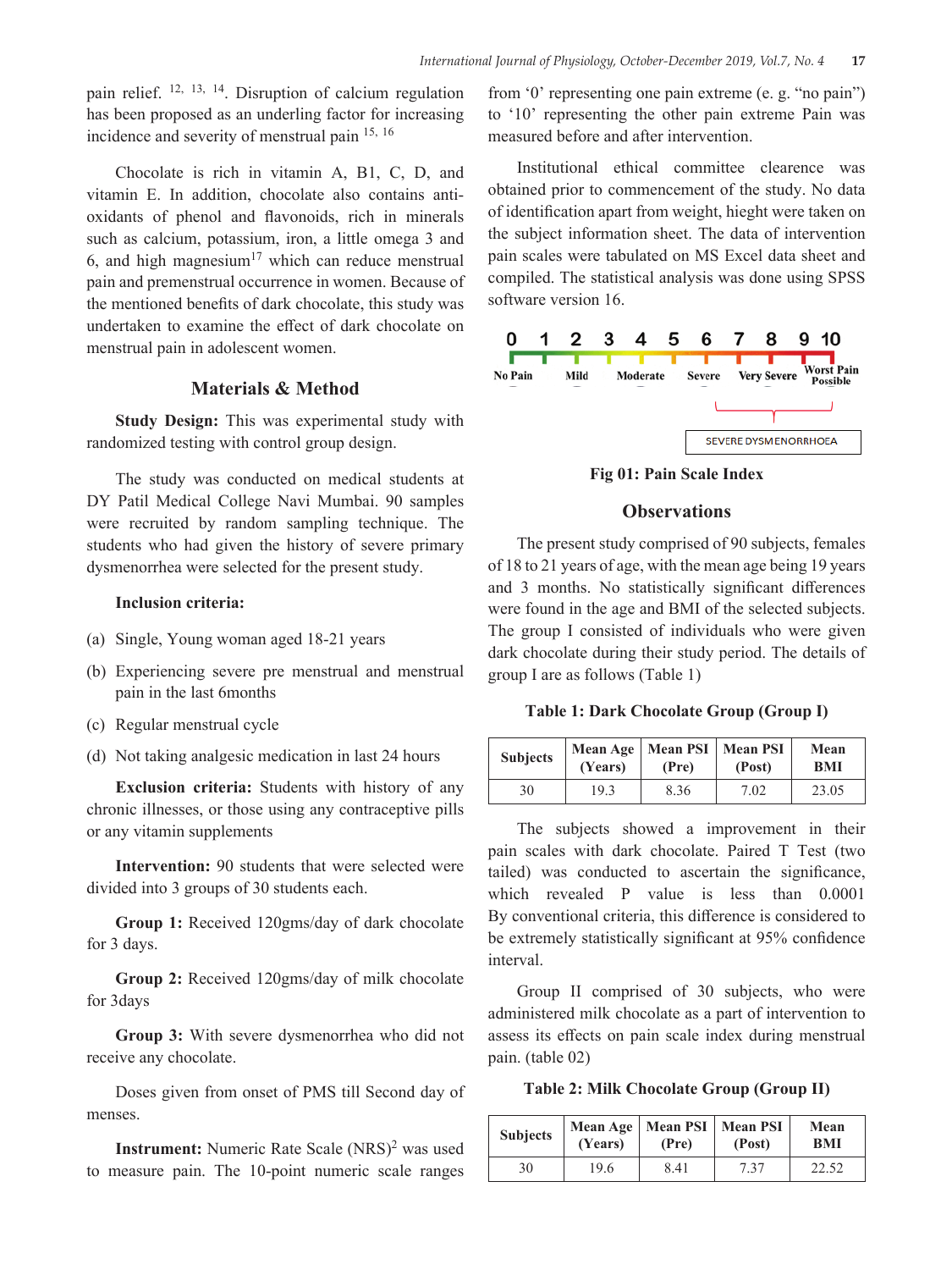pain relief. [12, 13, 14]. Disruption of calcium regulation has been proposed as an underling factor for increasing incidence and severity of menstrual pain [15, 16]

Chocolate is rich in vitamin A, B1, C, D, and vitamin E. In addition, chocolate also contains anti-oxidants of phenol and flavonoids, rich in minerals such as calcium, potassium, iron, a little omega 3 and 6, and high magnesium[17] which can reduce menstrual pain and premenstrual occurrence in women. Because of the mentioned benefits of dark chocolate, this study was undertaken to examine the effect of dark chocolate on menstrual pain in adolescent women.

## Materials & Method

**Study Design:** This was experimental study with randomized testing with control group design.

The study was conducted on medical students at DY Patil Medical College Navi Mumbai. 90 samples were recruited by random sampling technique. The students who had given the history of severe primary dysmenorrhea were selected for the present study.

**Inclusion criteria:**

(a) Single, Young woman aged 18-21 years

(b) Experiencing severe pre menstrual and menstrual pain in the last 6months

(c) Regular menstrual cycle

(d) Not taking analgesic medication in last 24 hours

**Exclusion criteria:** Students with history of any chronic illnesses, or those using any contraceptive pills or any vitamin supplements

**Intervention:** 90 students that were selected were divided into 3 groups of 30 students each.

**Group 1:** Received 120gms/day of dark chocolate for 3 days.

**Group 2:** Received 120gms/day of milk chocolate for 3days

**Group 3:** With severe dysmenorrhea who did not receive any chocolate.

Doses given from onset of PMS till Second day of menses.

**Instrument:** Numeric Rate Scale (NRS)[2] was used to measure pain. The 10-point numeric scale ranges from '0' representing one pain extreme (e. g. "no pain") to '10' representing the other pain extreme Pain was measured before and after intervention.

Institutional ethical committee clearence was obtained prior to commencement of the study. No data of identification apart from weight, hieght were taken on the subject information sheet. The data of intervention pain scales were tabulated on MS Excel data sheet and compiled. The statistical analysis was done using SPSS software version 16.

0 1 2 3 4 5 6 7 8 9 10

No Pain | Mild | Moderate | Severe | Very Severe | Worst Pain Possible

SEVERE DYSMENORRHOEA

**Fig 01: Pain Scale Index**

## Observations

The present study comprised of 90 subjects, females of 18 to 21 years of age, with the mean age being 19 years and 3 months. No statistically significant differences were found in the age and BMI of the selected subjects. The group I consisted of individuals who were given dark chocolate during their study period. The details of group I are as follows (Table 1)

**Table 1: Dark Chocolate Group (Group I)**

| Subjects | Mean Age (Years) | Mean PSI (Pre) | Mean PSI (Post) | Mean BMI |
|---|---|---|---|---|
| 30 | 19.3 | 8.36 | 7.02 | 23.05 |

The subjects showed a improvement in their pain scales with dark chocolate. Paired T Test (two tailed) was conducted to ascertain the significance, which revealed P value is less than 0.0001 By conventional criteria, this difference is considered to be extremely statistically significant at 95% confidence interval.

Group II comprised of 30 subjects, who were administered milk chocolate as a part of intervention to assess its effects on pain scale index during menstrual pain. (table 02)

**Table 2: Milk Chocolate Group (Group II)**

| Subjects | Mean Age (Years) | Mean PSI (Pre) | Mean PSI (Post) | Mean BMI |
|---|---|---|---|---|
| 30 | 19.6 | 8.41 | 7.37 | 22.52 |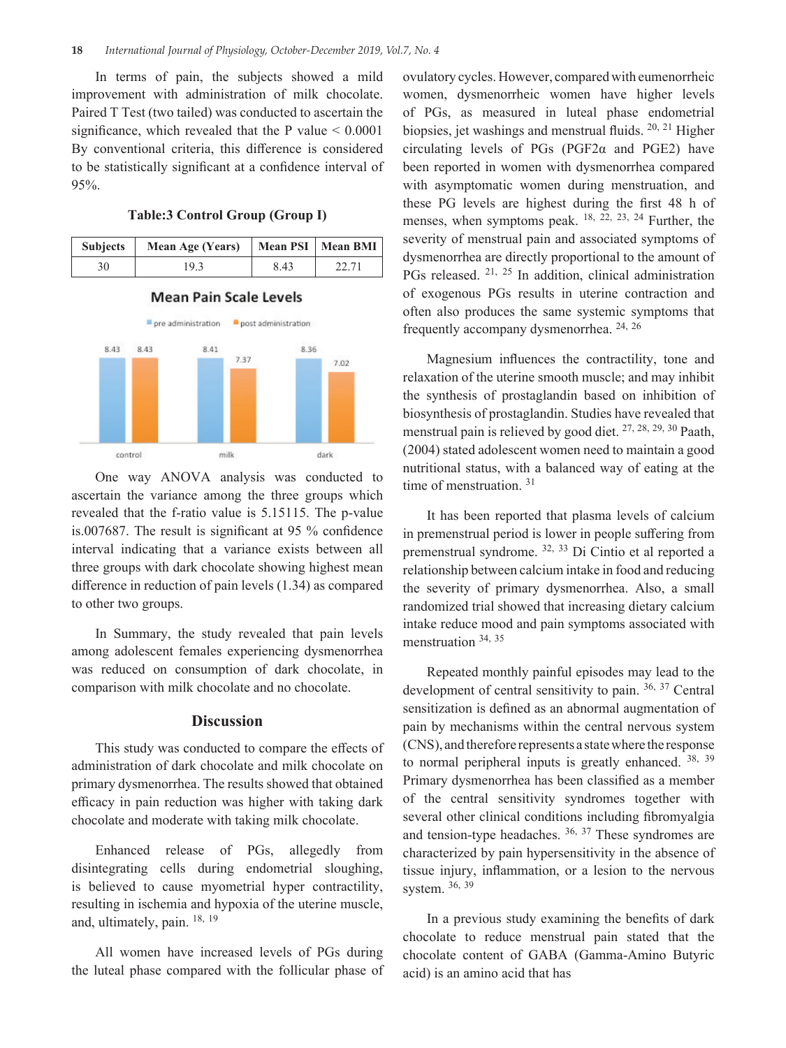In terms of pain, the subjects showed a mild improvement with administration of milk chocolate. Paired T Test (two tailed) was conducted to ascertain the significance, which revealed that the P value < 0.0001 By conventional criteria, this difference is considered to be statistically significant at a confidence interval of 95%.

**Table:3 Control Group (Group I)**

| Subjects | Mean Age (Years) | Mean PSI | Mean BMI |
|---|---|---|---|
| 30 | 19.3 | 8.43 | 22.71 |

**Mean Pain Scale Levels**

| | pre administration | post administration |
|---|---|---|
| control | 8.43 | 8.43 |
| milk | 8.41 | 7.37 |
| dark | 8.36 | 7.02 |

One way ANOVA analysis was conducted to ascertain the variance among the three groups which revealed that the f-ratio value is 5.15115. The p-value is.007687. The result is significant at 95 % confidence interval indicating that a variance exists between all three groups with dark chocolate showing highest mean difference in reduction of pain levels (1.34) as compared to other two groups.

In Summary, the study revealed that pain levels among adolescent females experiencing dysmenorrhea was reduced on consumption of dark chocolate, in comparison with milk chocolate and no chocolate.

## Discussion

This study was conducted to compare the effects of administration of dark chocolate and milk chocolate on primary dysmenorrhea. The results showed that obtained efficacy in pain reduction was higher with taking dark chocolate and moderate with taking milk chocolate.

Enhanced release of PGs, allegedly from disintegrating cells during endometrial sloughing, is believed to cause myometrial hyper contractility, resulting in ischemia and hypoxia of the uterine muscle, and, ultimately, pain. [18, 19]

All women have increased levels of PGs during the luteal phase compared with the follicular phase of ovulatory cycles. However, compared with eumenorrheic women, dysmenorrheic women have higher levels of PGs, as measured in luteal phase endometrial biopsies, jet washings and menstrual fluids. [20, 21] Higher circulating levels of PGs ($PGF2\alpha$ and $PGE2$) have been reported in women with dysmenorrhea compared with asymptomatic women during menstruation, and these PG levels are highest during the first 48 h of menses, when symptoms peak. [18, 22, 23, 24] Further, the severity of menstrual pain and associated symptoms of dysmenorrhea are directly proportional to the amount of PGs released. [21, 25] In addition, clinical administration of exogenous PGs results in uterine contraction and often also produces the same systemic symptoms that frequently accompany dysmenorrhea. [24, 26]

Magnesium influences the contractility, tone and relaxation of the uterine smooth muscle; and may inhibit the synthesis of prostaglandin based on inhibition of biosynthesis of prostaglandin. Studies have revealed that menstrual pain is relieved by good diet. [27, 28, 29, 30] Paath, (2004) stated adolescent women need to maintain a good nutritional status, with a balanced way of eating at the time of menstruation. [31]

It has been reported that plasma levels of calcium in premenstrual period is lower in people suffering from premenstrual syndrome. [32, 33] Di Cintio et al reported a relationship between calcium intake in food and reducing the severity of primary dysmenorrhea. Also, a small randomized trial showed that increasing dietary calcium intake reduce mood and pain symptoms associated with menstruation [34, 35]

Repeated monthly painful episodes may lead to the development of central sensitivity to pain. [36, 37] Central sensitization is defined as an abnormal augmentation of pain by mechanisms within the central nervous system (CNS), and therefore represents a state where the response to normal peripheral inputs is greatly enhanced. [38, 39] Primary dysmenorrhea has been classified as a member of the central sensitivity syndromes together with several other clinical conditions including fibromyalgia and tension-type headaches. [36, 37] These syndromes are characterized by pain hypersensitivity in the absence of tissue injury, inflammation, or a lesion to the nervous system. [36, 39]

In a previous study examining the benefits of dark chocolate to reduce menstrual pain stated that the chocolate content of GABA (Gamma-Amino Butyric acid) is an amino acid that has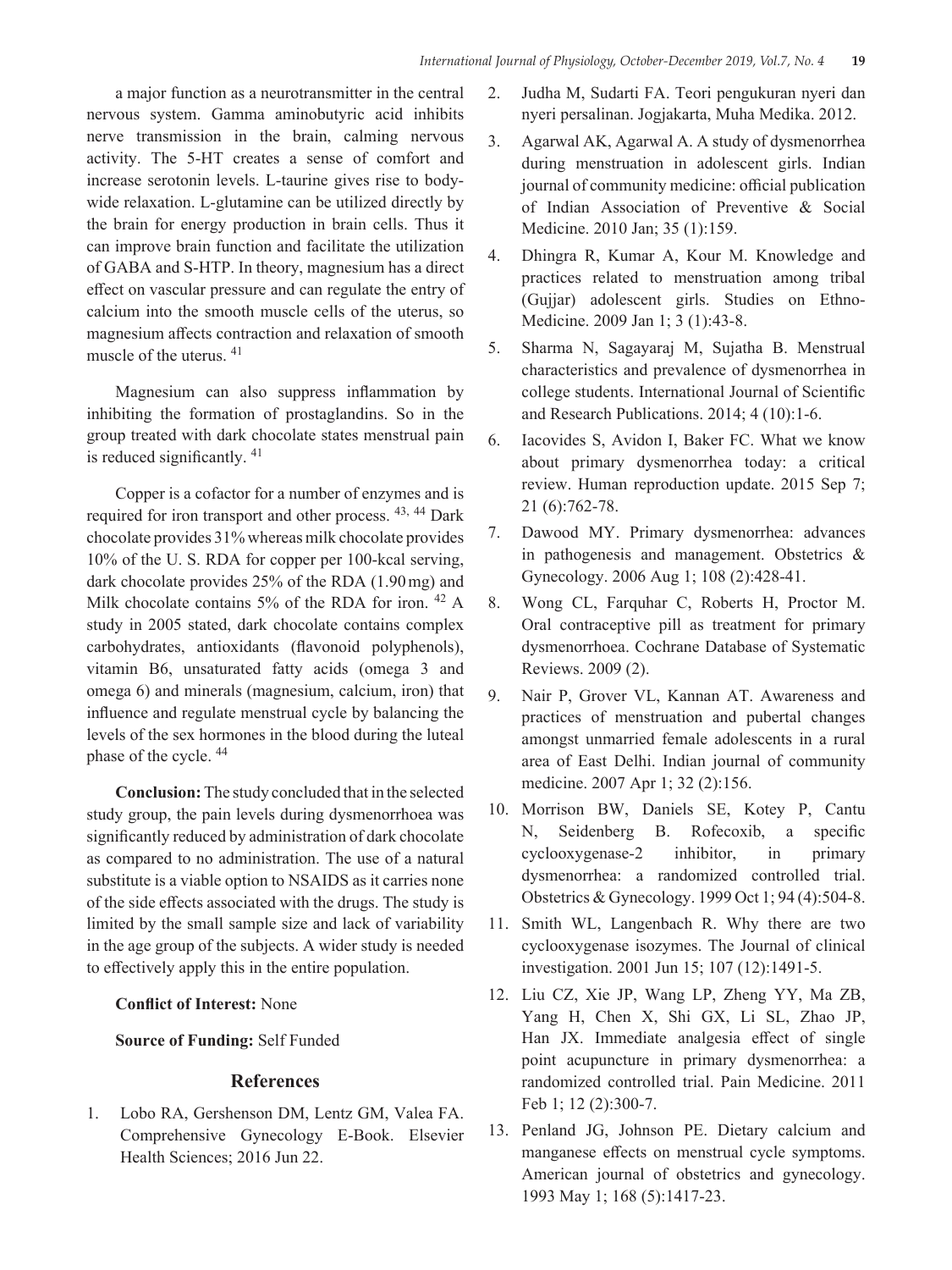a major function as a neurotransmitter in the central nervous system. Gamma aminobutyric acid inhibits nerve transmission in the brain, calming nervous activity. The 5-HT creates a sense of comfort and increase serotonin levels. L-taurine gives rise to body-wide relaxation. L-glutamine can be utilized directly by the brain for energy production in brain cells. Thus it can improve brain function and facilitate the utilization of GABA and S-HTP. In theory, magnesium has a direct effect on vascular pressure and can regulate the entry of calcium into the smooth muscle cells of the uterus, so magnesium affects contraction and relaxation of smooth muscle of the uterus. [41]

Magnesium can also suppress inflammation by inhibiting the formation of prostaglandins. So in the group treated with dark chocolate states menstrual pain is reduced significantly. [41]

Copper is a cofactor for a number of enzymes and is required for iron transport and other process. [43, 44] Dark chocolate provides 31% whereas milk chocolate provides 10% of the U. S. RDA for copper per 100-kcal serving, dark chocolate provides 25% of the RDA (1.90 mg) and Milk chocolate contains 5% of the RDA for iron. [42] A study in 2005 stated, dark chocolate contains complex carbohydrates, antioxidants (flavonoid polyphenols), vitamin B6, unsaturated fatty acids (omega 3 and omega 6) and minerals (magnesium, calcium, iron) that influence and regulate menstrual cycle by balancing the levels of the sex hormones in the blood during the luteal phase of the cycle. [44]

**Conclusion:** The study concluded that in the selected study group, the pain levels during dysmenorrhoea was significantly reduced by administration of dark chocolate as compared to no administration. The use of a natural substitute is a viable option to NSAIDS as it carries none of the side effects associated with the drugs. The study is limited by the small sample size and lack of variability in the age group of the subjects. A wider study is needed to effectively apply this in the entire population.

**Conflict of Interest:** None

**Source of Funding:** Self Funded

## References

1. Lobo RA, Gershenson DM, Lentz GM, Valea FA. Comprehensive Gynecology E-Book. Elsevier Health Sciences; 2016 Jun 22.
2. Judha M, Sudarti FA. Teori pengukuran nyeri dan nyeri persalinan. Jogjakarta, Muha Medika. 2012.
3. Agarwal AK, Agarwal A. A study of dysmenorrhea during menstruation in adolescent girls. Indian journal of community medicine: official publication of Indian Association of Preventive & Social Medicine. 2010 Jan; 35 (1):159.
4. Dhingra R, Kumar A, Kour M. Knowledge and practices related to menstruation among tribal (Gujjar) adolescent girls. Studies on Ethno-Medicine. 2009 Jan 1; 3 (1):43-8.
5. Sharma N, Sagayaraj M, Sujatha B. Menstrual characteristics and prevalence of dysmenorrhea in college students. International Journal of Scientific and Research Publications. 2014; 4 (10):1-6.
6. Iacovides S, Avidon I, Baker FC. What we know about primary dysmenorrhea today: a critical review. Human reproduction update. 2015 Sep 7; 21 (6):762-78.
7. Dawood MY. Primary dysmenorrhea: advances in pathogenesis and management. Obstetrics & Gynecology. 2006 Aug 1; 108 (2):428-41.
8. Wong CL, Farquhar C, Roberts H, Proctor M. Oral contraceptive pill as treatment for primary dysmenorrhoea. Cochrane Database of Systematic Reviews. 2009 (2).
9. Nair P, Grover VL, Kannan AT. Awareness and practices of menstruation and pubertal changes amongst unmarried female adolescents in a rural area of East Delhi. Indian journal of community medicine. 2007 Apr 1; 32 (2):156.
10. Morrison BW, Daniels SE, Kotey P, Cantu N, Seidenberg B. Rofecoxib, a specific cyclooxygenase-2 inhibitor, in primary dysmenorrhea: a randomized controlled trial. Obstetrics & Gynecology. 1999 Oct 1; 94 (4):504-8.
11. Smith WL, Langenbach R. Why there are two cyclooxygenase isozymes. The Journal of clinical investigation. 2001 Jun 15; 107 (12):1491-5.
12. Liu CZ, Xie JP, Wang LP, Zheng YY, Ma ZB, Yang H, Chen X, Shi GX, Li SL, Zhao JP, Han JX. Immediate analgesia effect of single point acupuncture in primary dysmenorrhea: a randomized controlled trial. Pain Medicine. 2011 Feb 1; 12 (2):300-7.
13. Penland JG, Johnson PE. Dietary calcium and manganese effects on menstrual cycle symptoms. American journal of obstetrics and gynecology. 1993 May 1; 168 (5):1417-23.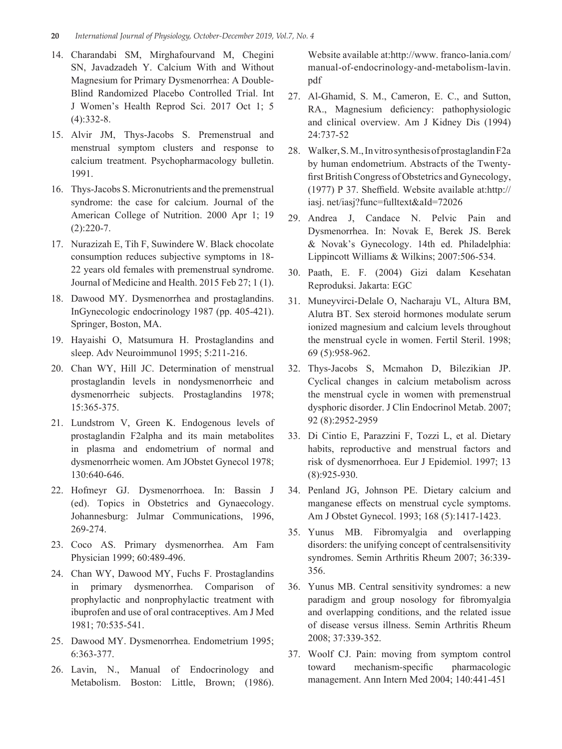14. Charandabi SM, Mirghafourvand M, Chegini SN, Javadzadeh Y. Calcium With and Without Magnesium for Primary Dysmenorrhea: A Double-Blind Randomized Placebo Controlled Trial. Int J Women's Health Reprod Sci. 2017 Oct 1; 5 (4):332-8.
15. Alvir JM, Thys-Jacobs S. Premenstrual and menstrual symptom clusters and response to calcium treatment. Psychopharmacology bulletin. 1991.
16. Thys-Jacobs S. Micronutrients and the premenstrual syndrome: the case for calcium. Journal of the American College of Nutrition. 2000 Apr 1; 19 (2):220-7.
17. Nurazizah E, Tih F, Suwindere W. Black chocolate consumption reduces subjective symptoms in 18-22 years old females with premenstrual syndrome. Journal of Medicine and Health. 2015 Feb 27; 1 (1).
18. Dawood MY. Dysmenorrhea and prostaglandins. InGynecologic endocrinology 1987 (pp. 405-421). Springer, Boston, MA.
19. Hayaishi O, Matsumura H. Prostaglandins and sleep. Adv Neuroimmunol 1995; 5:211-216.
20. Chan WY, Hill JC. Determination of menstrual prostaglandin levels in nondysmenorrheic and dysmenorrheic subjects. Prostaglandins 1978; 15:365-375.
21. Lundstrom V, Green K. Endogenous levels of prostaglandin F2alpha and its main metabolites in plasma and endometrium of normal and dysmenorrheic women. Am JObstet Gynecol 1978; 130:640-646.
22. Hofmeyr GJ. Dysmenorrhoea. In: Bassin J (ed). Topics in Obstetrics and Gynaecology. Johannesburg: Julmar Communications, 1996, 269-274.
23. Coco AS. Primary dysmenorrhea. Am Fam Physician 1999; 60:489-496.
24. Chan WY, Dawood MY, Fuchs F. Prostaglandins in primary dysmenorrhea. Comparison of prophylactic and nonprophylactic treatment with ibuprofen and use of oral contraceptives. Am J Med 1981; 70:535-541.
25. Dawood MY. Dysmenorrhea. Endometrium 1995; 6:363-377.
26. Lavin, N., Manual of Endocrinology and Metabolism. Boston: Little, Brown; (1986). Website available at:http://www. franco-lania.com/ manual-of-endocrinology-and-metabolism-lavin. pdf
27. Al-Ghamid, S. M., Cameron, E. C., and Sutton, RA., Magnesium deficiency: pathophysiologic and clinical overview. Am J Kidney Dis (1994) 24:737-52
28. Walker, S. M., In vitro synthesis of prostaglandin F2a by human endometrium. Abstracts of the Twenty-first British Congress of Obstetrics and Gynecology, (1977) P 37. Sheffield. Website available at:http:// iasj. net/iasj?func=fulltext&aId=72026
29. Andrea J, Candace N. Pelvic Pain and Dysmenorrhea. In: Novak E, Berek JS. Berek & Novak's Gynecology. 14th ed. Philadelphia: Lippincott Williams & Wilkins; 2007:506-534.
30. Paath, E. F. (2004) Gizi dalam Kesehatan Reproduksi. Jakarta: EGC
31. Muneyvirci-Delale O, Nacharaju VL, Altura BM, Alutra BT. Sex steroid hormones modulate serum ionized magnesium and calcium levels throughout the menstrual cycle in women. Fertil Steril. 1998; 69 (5):958-962.
32. Thys-Jacobs S, Mcmahon D, Bilezikian JP. Cyclical changes in calcium metabolism across the menstrual cycle in women with premenstrual dysphoric disorder. J Clin Endocrinol Metab. 2007; 92 (8):2952-2959
33. Di Cintio E, Parazzini F, Tozzi L, et al. Dietary habits, reproductive and menstrual factors and risk of dysmenorrhoea. Eur J Epidemiol. 1997; 13 (8):925-930.
34. Penland JG, Johnson PE. Dietary calcium and manganese effects on menstrual cycle symptoms. Am J Obstet Gynecol. 1993; 168 (5):1417-1423.
35. Yunus MB. Fibromyalgia and overlapping disorders: the unifying concept of centralsensitivity syndromes. Semin Arthritis Rheum 2007; 36:339-356.
36. Yunus MB. Central sensitivity syndromes: a new paradigm and group nosology for fibromyalgia and overlapping conditions, and the related issue of disease versus illness. Semin Arthritis Rheum 2008; 37:339-352.
37. Woolf CJ. Pain: moving from symptom control toward mechanism-specific pharmacologic management. Ann Intern Med 2004; 140:441-451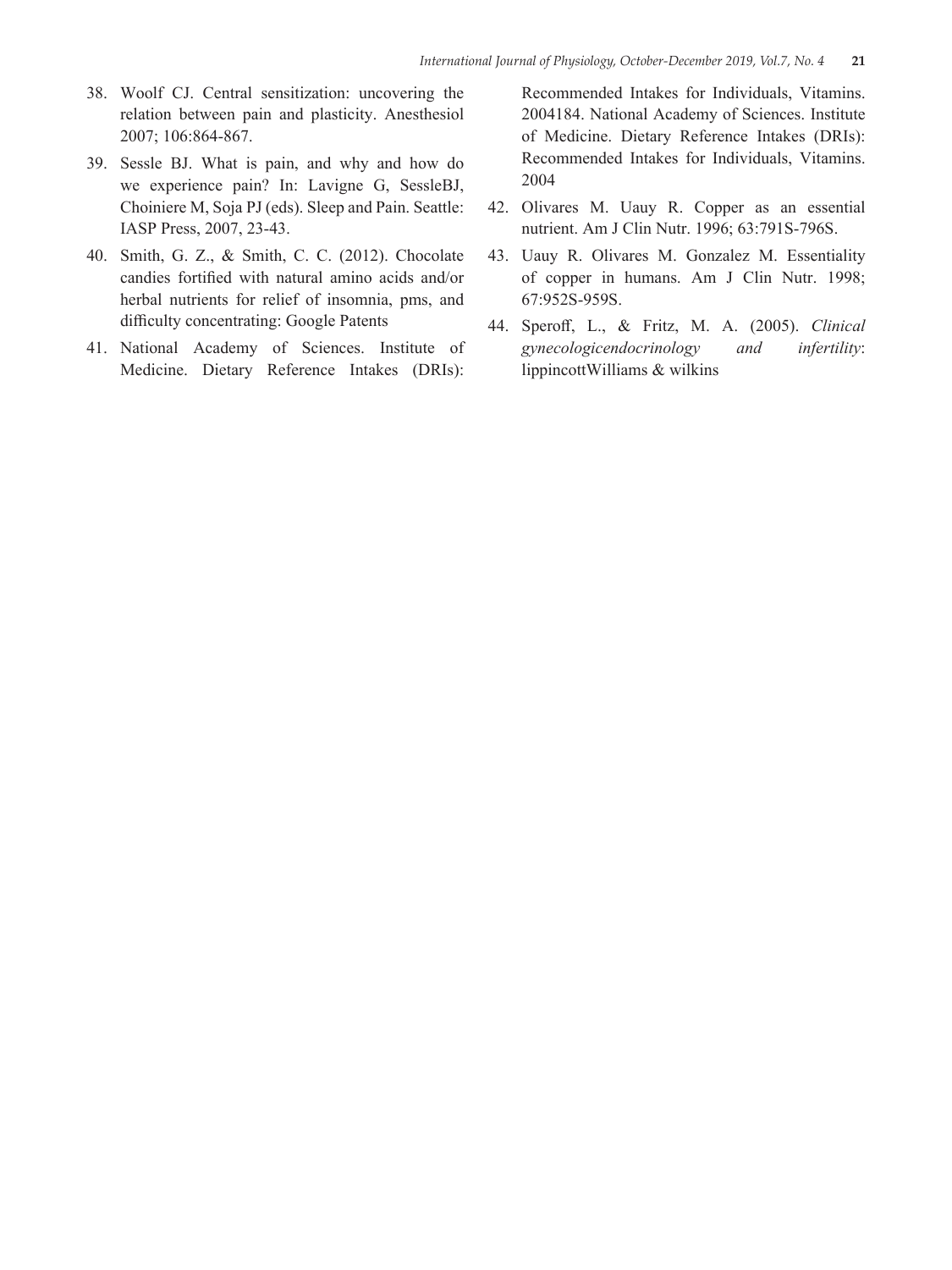38. Woolf CJ. Central sensitization: uncovering the relation between pain and plasticity. Anesthesiol 2007; 106:864-867.
39. Sessle BJ. What is pain, and why and how do we experience pain? In: Lavigne G, SessleBJ, Choiniere M, Soja PJ (eds). Sleep and Pain. Seattle: IASP Press, 2007, 23-43.
40. Smith, G. Z., & Smith, C. C. (2012). Chocolate candies fortified with natural amino acids and/or herbal nutrients for relief of insomnia, pms, and difficulty concentrating: Google Patents
41. National Academy of Sciences. Institute of Medicine. Dietary Reference Intakes (DRIs): Recommended Intakes for Individuals, Vitamins. 2004184. National Academy of Sciences. Institute of Medicine. Dietary Reference Intakes (DRIs): Recommended Intakes for Individuals, Vitamins. 2004
42. Olivares M. Uauy R. Copper as an essential nutrient. Am J Clin Nutr. 1996; 63:791S-796S.
43. Uauy R. Olivares M. Gonzalez M. Essentiality of copper in humans. Am J Clin Nutr. 1998; 67:952S-959S.
44. Speroff, L., & Fritz, M. A. (2005). *Clinical gynecologicendocrinology and infertility*: lippincottWilliams & wilkins